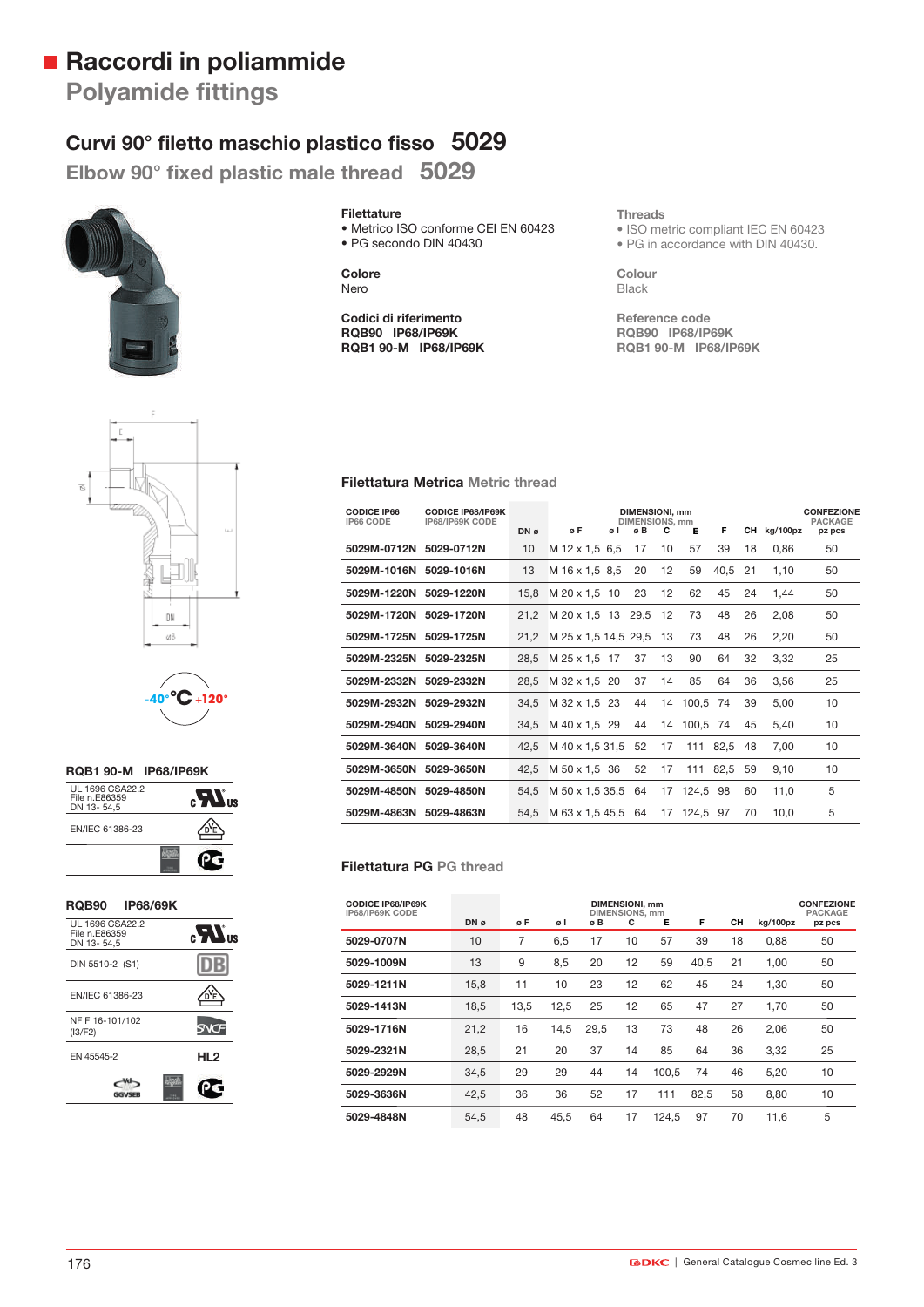# Raccordi in poliammide

## Polyamide fittings

### Curvi 90° filetto maschio plastico fisso 5029

### Elbow 90° fixed plastic male thread 5029

**Filettature**
- Metrico ISO conforme CEI EN 60423
- PG secondo DIN 40430

**Colore**
Nero

**Codici di riferimento**
**RQB90 IP68/IP69K**
**RQB1 90-M IP68/IP69K**

**Threads**
- ISO metric compliant IEC EN 60423
- PG in accordance with DIN 40430.

**Colour**
Black

**Reference code**
**RQB90 IP68/IP69K**
**RQB1 90-M IP68/IP69K**

-40°C +120°

**RQB1 90-M IP68/IP69K**

| | |
|---|---|
| UL 1696 CSA22.2 File n.E86359 DN 13- 54,5 | cURus |
| EN/IEC 61386-23 | VDE |
| | PG |

**RQB90 IP68/69K**

| | |
|---|---|
| UL 1696 CSA22.2 File n.E86359 DN 13- 54,5 | cURus |
| DIN 5510-2 (S1) | DB |
| EN/IEC 61386-23 | VDE |
| NF F 16-101/102 (I3/F2) | SNCF |
| EN 45545-2 | HL2 |
| GGVSEB | PG |

#### Filettatura Metrica Metric thread

| CODICE IP66 IP66 CODE | CODICE IP68/IP69K IP68/IP69K CODE | DN ø | ø F | ø I | ø B | C | E | F | CH | kg/100pz | CONFEZIONE PACKAGE pz pcs |
|---|---|---|---|---|---|---|---|---|---|---|---|
| | | DIMENSIONI, mm DIMENSIONS, mm | | | | | | | | | |
| **5029M-0712N** | **5029-0712N** | 10 | M 12 x 1,5 | 6,5 | 17 | 10 | 57 | 39 | 18 | 0,86 | 50 |
| **5029M-1016N** | **5029-1016N** | 13 | M 16 x 1,5 | 8,5 | 20 | 12 | 59 | 40,5 | 21 | 1,10 | 50 |
| **5029M-1220N** | **5029-1220N** | 15,8 | M 20 x 1,5 | 10 | 23 | 12 | 62 | 45 | 24 | 1,44 | 50 |
| **5029M-1720N** | **5029-1720N** | 21,2 | M 20 x 1,5 | 13 | 29,5 | 12 | 73 | 48 | 26 | 2,08 | 50 |
| **5029M-1725N** | **5029-1725N** | 21,2 | M 25 x 1,5 | 14,5 | 29,5 | 13 | 73 | 48 | 26 | 2,20 | 50 |
| **5029M-2325N** | **5029-2325N** | 28,5 | M 25 x 1,5 | 17 | 37 | 13 | 90 | 64 | 32 | 3,32 | 25 |
| **5029M-2332N** | **5029-2332N** | 28,5 | M 32 x 1,5 | 20 | 37 | 14 | 85 | 64 | 36 | 3,56 | 25 |
| **5029M-2932N** | **5029-2932N** | 34,5 | M 32 x 1,5 | 23 | 44 | 14 | 100,5 | 74 | 39 | 5,00 | 10 |
| **5029M-2940N** | **5029-2940N** | 34,5 | M 40 x 1,5 | 29 | 44 | 14 | 100,5 | 74 | 45 | 5,40 | 10 |
| **5029M-3640N** | **5029-3640N** | 42,5 | M 40 x 1,5 | 31,5 | 52 | 17 | 111 | 82,5 | 48 | 7,00 | 10 |
| **5029M-3650N** | **5029-3650N** | 42,5 | M 50 x 1,5 | 36 | 52 | 17 | 111 | 82,5 | 59 | 9,10 | 10 |
| **5029M-4850N** | **5029-4850N** | 54,5 | M 50 x 1,5 | 35,5 | 64 | 17 | 124,5 | 98 | 60 | 11,0 | 5 |
| **5029M-4863N** | **5029-4863N** | 54,5 | M 63 x 1,5 | 45,5 | 64 | 17 | 124,5 | 97 | 70 | 10,0 | 5 |

#### Filettatura PG PG thread

| CODICE IP68/IP69K IP68/IP69K CODE | DN ø | ø F | ø I | ø B | C | E | F | CH | kg/100pz | CONFEZIONE PACKAGE pz pcs |
|---|---|---|---|---|---|---|---|---|---|---|
| | DIMENSIONI, mm DIMENSIONS, mm | | | | | | | | | |
| **5029-0707N** | 10 | 7 | 6,5 | 17 | 10 | 57 | 39 | 18 | 0,88 | 50 |
| **5029-1009N** | 13 | 9 | 8,5 | 20 | 12 | 59 | 40,5 | 21 | 1,00 | 50 |
| **5029-1211N** | 15,8 | 11 | 10 | 23 | 12 | 62 | 45 | 24 | 1,30 | 50 |
| **5029-1413N** | 18,5 | 13,5 | 12,5 | 25 | 12 | 65 | 47 | 27 | 1,70 | 50 |
| **5029-1716N** | 21,2 | 16 | 14,5 | 29,5 | 13 | 73 | 48 | 26 | 2,06 | 50 |
| **5029-2321N** | 28,5 | 21 | 20 | 37 | 14 | 85 | 64 | 36 | 3,32 | 25 |
| **5029-2929N** | 34,5 | 29 | 29 | 44 | 14 | 100,5 | 74 | 46 | 5,20 | 10 |
| **5029-3636N** | 42,5 | 36 | 36 | 52 | 17 | 111 | 82,5 | 58 | 8,80 | 10 |
| **5029-4848N** | 54,5 | 48 | 45,5 | 64 | 17 | 124,5 | 97 | 70 | 11,6 | 5 |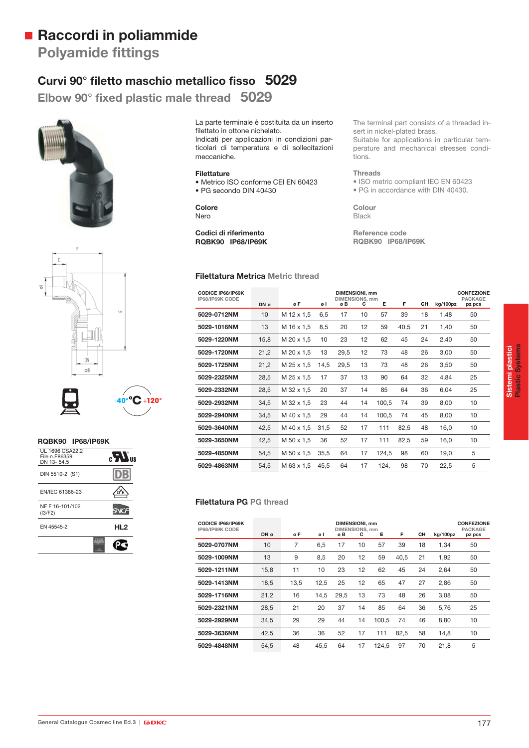# Raccordi in poliammide
## Polyamide fittings

### Curvi 90° filetto maschio metallico fisso 5029
### Elbow 90° fixed plastic male thread 5029

La parte terminale è costituita da un inserto filettato in ottone nichelato.
Indicati per applicazioni in condizioni particolari di temperatura e di sollecitazioni meccaniche.

The terminal part consists of a threaded insert in nickel-plated brass.
Suitable for applications in particular temperature and mechanical stresses conditions.

**Filettature**
- Metrico ISO conforme CEI EN 60423
- PG secondo DIN 40430

**Threads**
- ISO metric compliant IEC EN 60423
- PG in accordance with DIN 40430.

**Colore**
Nero

**Colour**
Black

**Codici di riferimento**
**RQBK90 IP68/IP69K**

**Reference code**
**RQBK90 IP68/IP69K**

-40°C +120°

**RQBK90 IP68/IP69K**

| | |
|---|---|
| UL 1696 CSA22.2 File n.E86359 DN 13- 54,5 | cULus |
| DIN 5510-2 (S1) | DB |
| EN/IEC 61386-23 | VDE |
| NF F 16-101/102 (I3/F2) | SNCF |
| EN 45545-2 | HL2 |

### Filettatura Metrica Metric thread

| CODICE IP68/IP69K IP68/IP69K CODE | DN ø | ø F | ø I | ø B | C | E | F | CH | kg/100pz | CONFEZIONE PACKAGE pz pcs |
|---|---|---|---|---|---|---|---|---|---|---|
| | | DIMENSIONI, mm DIMENSIONS, mm | | | | | | | | |
| 5029-0712NM | 10 | M 12 x 1,5 | 6,5 | 17 | 10 | 57 | 39 | 18 | 1,48 | 50 |
| 5029-1016NM | 13 | M 16 x 1,5 | 8,5 | 20 | 12 | 59 | 40,5 | 21 | 1,40 | 50 |
| 5029-1220NM | 15,8 | M 20 x 1,5 | 10 | 23 | 12 | 62 | 45 | 24 | 2,40 | 50 |
| 5029-1720NM | 21,2 | M 20 x 1,5 | 13 | 29,5 | 12 | 73 | 48 | 26 | 3,00 | 50 |
| 5029-1725NM | 21,2 | M 25 x 1,5 | 14,5 | 29,5 | 13 | 73 | 48 | 26 | 3,50 | 50 |
| 5029-2325NM | 28,5 | M 25 x 1,5 | 17 | 37 | 13 | 90 | 64 | 32 | 4,84 | 25 |
| 5029-2332NM | 28,5 | M 32 x 1,5 | 20 | 37 | 14 | 85 | 64 | 36 | 6,04 | 25 |
| 5029-2932NM | 34,5 | M 32 x 1,5 | 23 | 44 | 14 | 100,5 | 74 | 39 | 8,00 | 10 |
| 5029-2940NM | 34,5 | M 40 x 1,5 | 29 | 44 | 14 | 100,5 | 74 | 45 | 8,00 | 10 |
| 5029-3640NM | 42,5 | M 40 x 1,5 | 31,5 | 52 | 17 | 111 | 82,5 | 48 | 16,0 | 10 |
| 5029-3650NM | 42,5 | M 50 x 1,5 | 36 | 52 | 17 | 111 | 82,5 | 59 | 16,0 | 10 |
| 5029-4850NM | 54,5 | M 50 x 1,5 | 35,5 | 64 | 17 | 124,5 | 98 | 60 | 19,0 | 5 |
| 5029-4863NM | 54,5 | M 63 x 1,5 | 45,5 | 64 | 17 | 124, | 98 | 70 | 22,5 | 5 |

### Filettatura PG PG thread

| CODICE IP68/IP69K IP68/IP69K CODE | DN ø | ø F | ø I | ø B | C | E | F | CH | kg/100pz | CONFEZIONE PACKAGE pz pcs |
|---|---|---|---|---|---|---|---|---|---|---|
| | | DIMENSIONI, mm DIMENSIONS, mm | | | | | | | | |
| 5029-0707NM | 10 | 7 | 6,5 | 17 | 10 | 57 | 39 | 18 | 1,34 | 50 |
| 5029-1009NM | 13 | 9 | 8,5 | 20 | 12 | 59 | 40,5 | 21 | 1,92 | 50 |
| 5029-1211NM | 15,8 | 11 | 10 | 23 | 12 | 62 | 45 | 24 | 2,64 | 50 |
| 5029-1413NM | 18,5 | 13,5 | 12,5 | 25 | 12 | 65 | 47 | 27 | 2,86 | 50 |
| 5029-1716NM | 21,2 | 16 | 14,5 | 29,5 | 13 | 73 | 48 | 26 | 3,08 | 50 |
| 5029-2321NM | 28,5 | 21 | 20 | 37 | 14 | 85 | 64 | 36 | 5,76 | 25 |
| 5029-2929NM | 34,5 | 29 | 29 | 44 | 14 | 100,5 | 74 | 46 | 8,80 | 10 |
| 5029-3636NM | 42,5 | 36 | 36 | 52 | 17 | 111 | 82,5 | 58 | 14,8 | 10 |
| 5029-4848NM | 54,5 | 48 | 45,5 | 64 | 17 | 124,5 | 97 | 70 | 21,8 | 5 |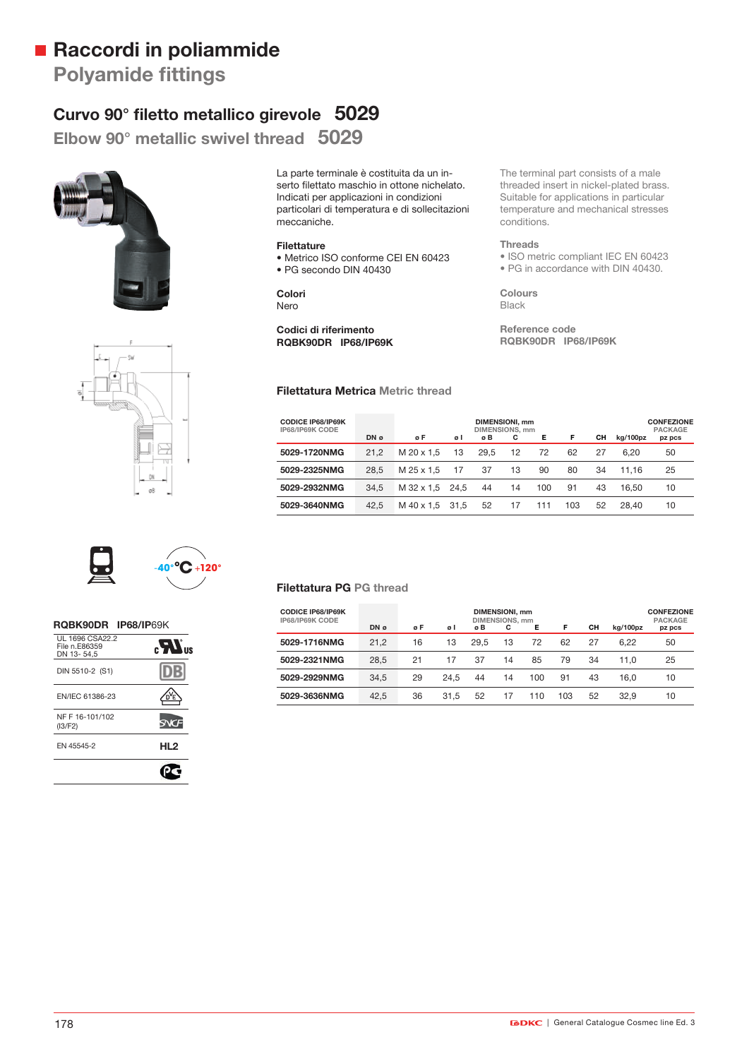# Raccordi in poliammide

## Polyamide fittings

### Curvo 90° filetto metallico girevole 5029

### Elbow 90° metallic swivel thread 5029

La parte terminale è costituita da un inserto filettato maschio in ottone nichelato. Indicati per applicazioni in condizioni particolari di temperatura e di sollecitazioni meccaniche.

The terminal part consists of a male threaded insert in nickel-plated brass. Suitable for applications in particular temperature and mechanical stresses conditions.

**Filettature**
- Metrico ISO conforme CEI EN 60423
- PG secondo DIN 40430

**Threads**
- ISO metric compliant IEC EN 60423
- PG in accordance with DIN 40430.

**Colori**
Nero

**Colours**
Black

**Codici di riferimento**
**RQBK90DR IP68/IP69K**

**Reference code**
**RQBK90DR IP68/IP69K**

-40°C +120°

**RQBK90DR IP68/IP69K**

| | |
|---|---|
| UL 1696 CSA22.2 File n.E86359 DN 13- 54,5 | cULus |
| DIN 5510-2 (S1) | DB |
| EN/IEC 61386-23 | VDE |
| NF F 16-101/102 (I3/F2) | SNCF |
| EN 45545-2 | HL2 |
| | PCT |

**Filettatura Metrica** Metric thread

| CODICE IP68/IP69K IP68/IP69K CODE | DN ø | ø F | ø I | ø B | C | E | F | CH | kg/100pz | CONFEZIONE PACKAGE pz pcs |
|---|---|---|---|---|---|---|---|---|---|---|
| | DIMENSIONI, mm DIMENSIONS, mm | | | | | | | | | |
| **5029-1720NMG** | 21,2 | M 20 x 1,5 | 13 | 29,5 | 12 | 72 | 62 | 27 | 6,20 | 50 |
| **5029-2325NMG** | 28,5 | M 25 x 1,5 | 17 | 37 | 13 | 90 | 80 | 34 | 11,16 | 25 |
| **5029-2932NMG** | 34,5 | M 32 x 1,5 | 24,5 | 44 | 14 | 100 | 91 | 43 | 16,50 | 10 |
| **5029-3640NMG** | 42,5 | M 40 x 1,5 | 31,5 | 52 | 17 | 111 | 103 | 52 | 28,40 | 10 |

**Filettatura PG** PG thread

| CODICE IP68/IP69K IP68/IP69K CODE | DN ø | ø F | ø I | ø B | C | E | F | CH | kg/100pz | CONFEZIONE PACKAGE pz pcs |
|---|---|---|---|---|---|---|---|---|---|---|
| | DIMENSIONI, mm DIMENSIONS, mm | | | | | | | | | |
| **5029-1716NMG** | 21,2 | 16 | 13 | 29,5 | 13 | 72 | 62 | 27 | 6,22 | 50 |
| **5029-2321NMG** | 28,5 | 21 | 17 | 37 | 14 | 85 | 79 | 34 | 11,0 | 25 |
| **5029-2929NMG** | 34,5 | 29 | 24,5 | 44 | 14 | 100 | 91 | 43 | 16,0 | 10 |
| **5029-3636NMG** | 42,5 | 36 | 31,5 | 52 | 17 | 110 | 103 | 52 | 32,9 | 10 |